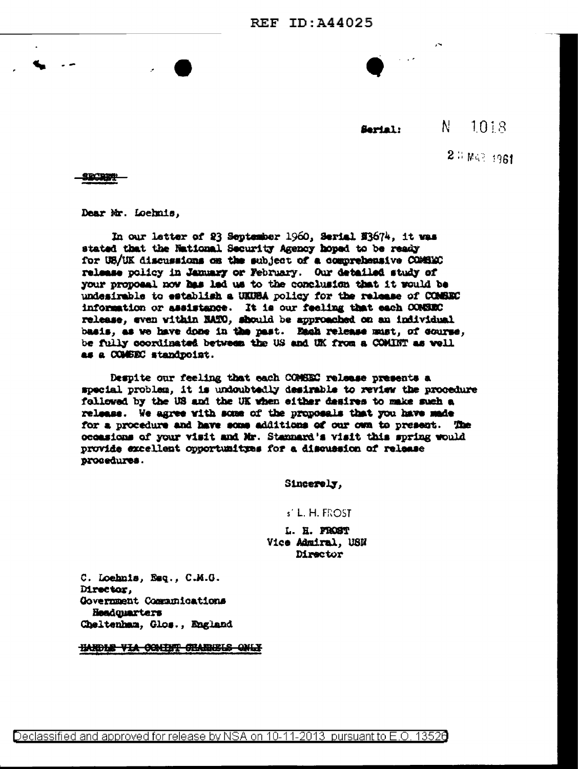REF ID:A44025

Serial: N 1018

2 MAR 1961

~~SECRET~~

Dear Mr. Loehnis,

In our letter of 23 September 1960, Serial N3674, it was stated that the National Security Agency hoped to be ready for US/UK discussions on the subject of a comprehensive COMSEC release policy in January or February. Our detailed study of your proposal now has led us to the conclusion that it would be undesirable to establish a UKUSA policy for the release of COMSEC information or assistance. It is our feeling that each COMSEC release, even within NATO, should be approached on an individual basis, as we have done in the past. Each release must, of course, be fully coordinated between the US and UK from a COMINT as well as a COMSEC standpoint.

Despite our feeling that each COMSEC release presents a special problem, it is undoubtedly desirable to review the procedure followed by the US and the UK when either desires to make such a release. We agree with some of the proposals that you have made for a procedure and have some additions of our own to present. The occasions of your visit and Mr. Stannard's visit this spring would provide excellent opportunities for a discussion of release procedures.

Sincerely,

s/ L. H. FROST

L. H. FROST
Vice Admiral, USN
Director

C. Loehnis, Esq., C.M.G.
Director,
Government Communications
Headquarters
Cheltenham, Glos., England

~~HANDLE VIA COMINT CHANNELS ONLY~~

Declassified and approved for release by NSA on 10-11-2013 pursuant to E.O. 13526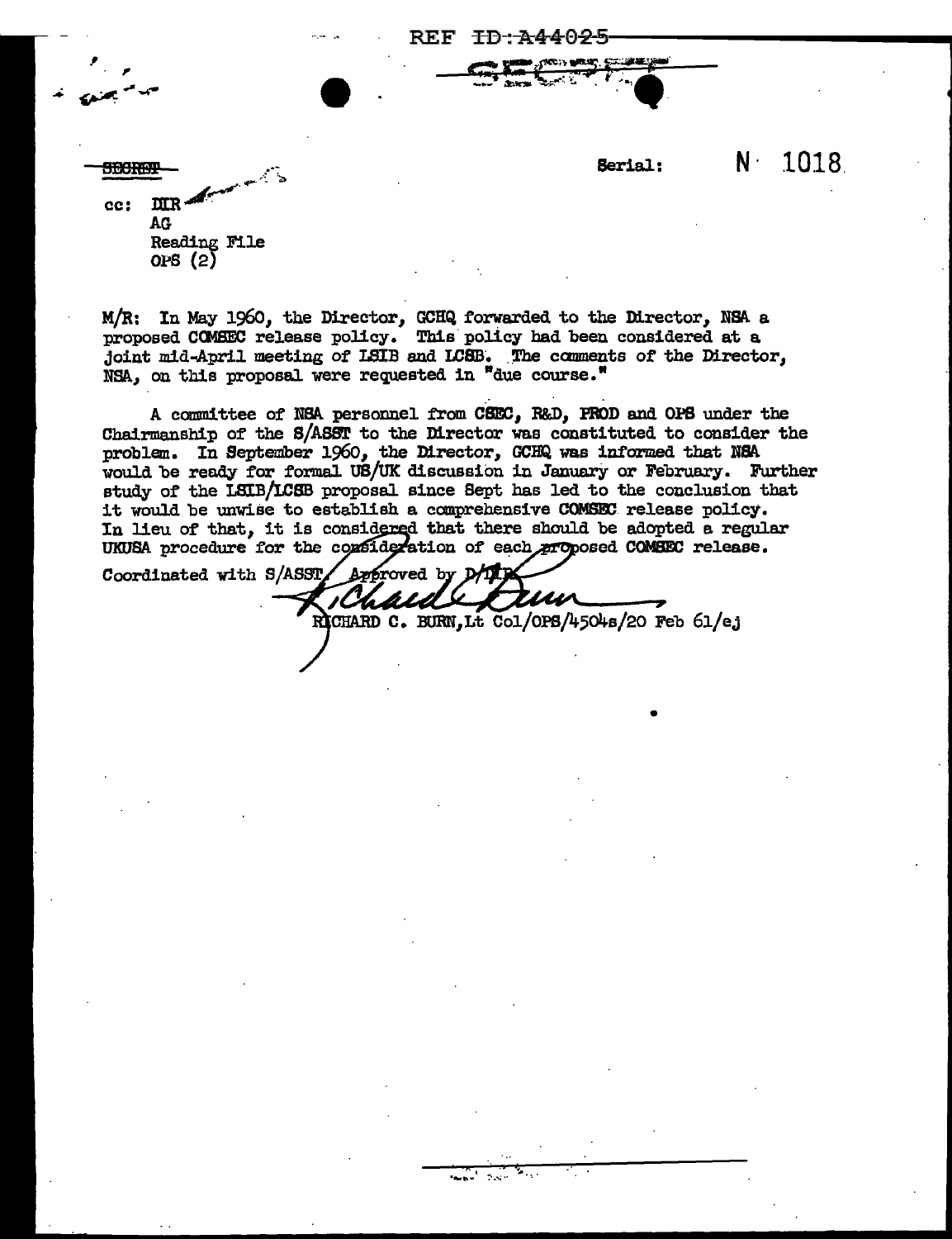REF ID:A44025

~~SECRET~~

Serial: N 1018

cc: DIR
AG
Reading File
OPS (2)

M/R: In May 1960, the Director, GCHQ forwarded to the Director, NSA a proposed COMSEC release policy. This policy had been considered at a joint mid-April meeting of LSIB and LCSB. The comments of the Director, NSA, on this proposal were requested in "due course."

A committee of NSA personnel from CSEC, R&D, PROD and OPS under the Chairmanship of the S/ASST to the Director was constituted to consider the problem. In September 1960, the Director, GCHQ was informed that NSA would be ready for formal US/UK discussion in January or February. Further study of the LSIB/LCSB proposal since Sept has led to the conclusion that it would be unwise to establish a comprehensive COMSEC release policy. In lieu of that, it is considered that there should be adopted a regular UKUSA procedure for the consideration of each proposed COMSEC release.

Coordinated with S/ASST. Approved by D/DIR.

RICHARD C. BURN, Lt Col/OPS/4504s/20 Feb 61/ej